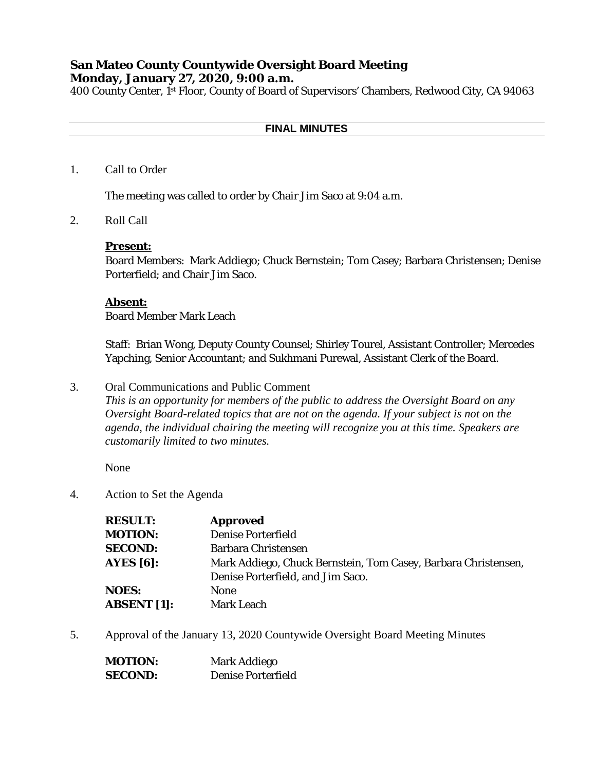**San Mateo County Countywide Oversight Board Meeting**
**Monday, January 27, 2020, 9:00 a.m.**
400 County Center, 1st Floor, County of Board of Supervisors' Chambers, Redwood City, CA 94063

---

**FINAL MINUTES**

---

1. Call to Order

   The meeting was called to order by Chair Jim Saco at 9:04 a.m.

2. Roll Call

   **Present:**
   Board Members: Mark Addiego; Chuck Bernstein; Tom Casey; Barbara Christensen; Denise Porterfield; and Chair Jim Saco.

   **Absent:**
   Board Member Mark Leach

   Staff: Brian Wong, Deputy County Counsel; Shirley Tourel, Assistant Controller; Mercedes Yapching, Senior Accountant; and Sukhmani Purewal, Assistant Clerk of the Board.

3. Oral Communications and Public Comment
   *This is an opportunity for members of the public to address the Oversight Board on any Oversight Board-related topics that are not on the agenda. If your subject is not on the agenda, the individual chairing the meeting will recognize you at this time. Speakers are customarily limited to two minutes.*

   None

4. Action to Set the Agenda

| | |
|---|---|
| **RESULT:** | **Approved** |
| **MOTION:** | Denise Porterfield |
| **SECOND:** | Barbara Christensen |
| **AYES [6]:** | Mark Addiego, Chuck Bernstein, Tom Casey, Barbara Christensen, Denise Porterfield, and Jim Saco. |
| **NOES:** | None |
| **ABSENT [1]:** | Mark Leach |

5. Approval of the January 13, 2020 Countywide Oversight Board Meeting Minutes

| | |
|---|---|
| **MOTION:** | Mark Addiego |
| **SECOND:** | Denise Porterfield |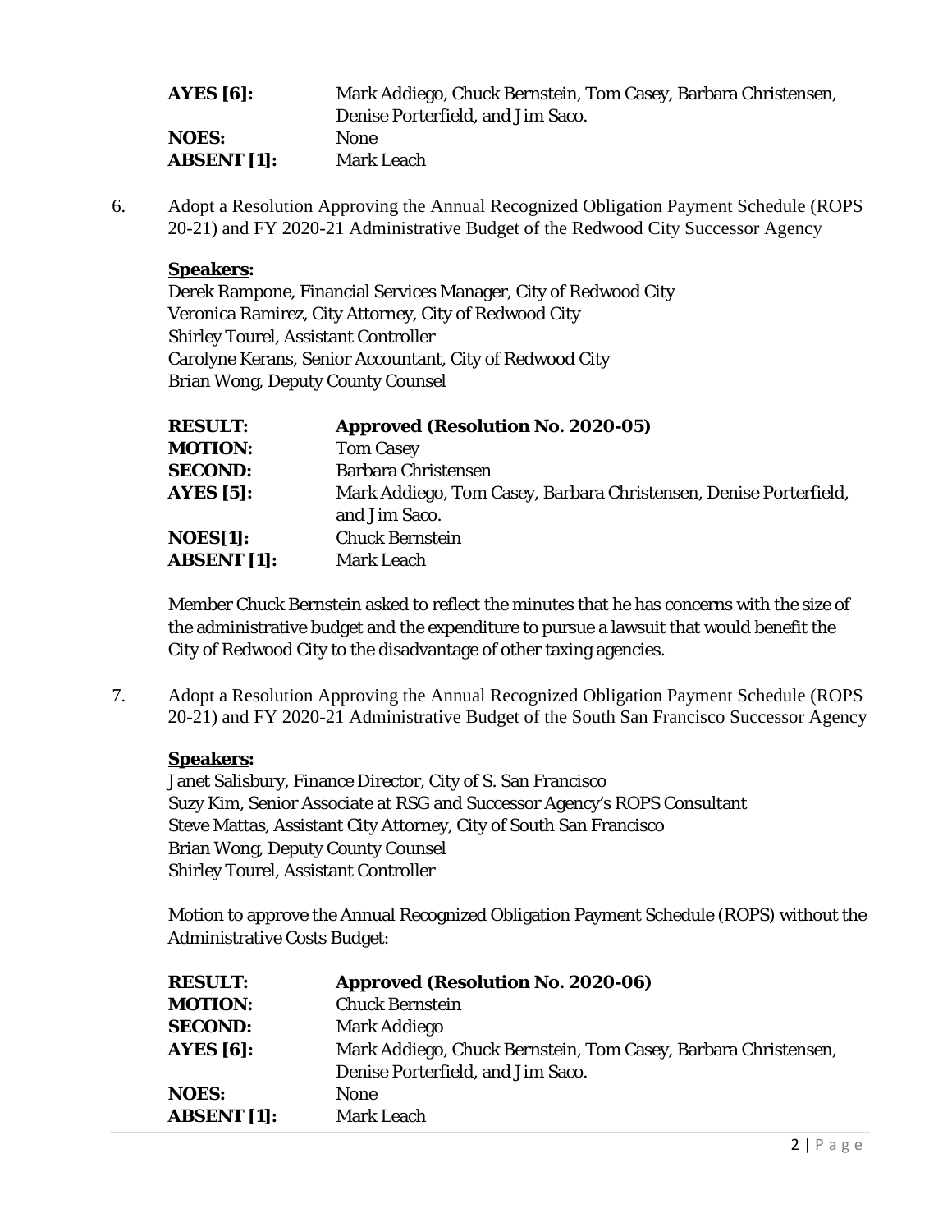| | |
|---|---|
| **AYES [6]:** | Mark Addiego, Chuck Bernstein, Tom Casey, Barbara Christensen, Denise Porterfield, and Jim Saco. |
| **NOES:** | None |
| **ABSENT [1]:** | Mark Leach |

6. Adopt a Resolution Approving the Annual Recognized Obligation Payment Schedule (ROPS 20-21) and FY 2020-21 Administrative Budget of the Redwood City Successor Agency

   **Speakers:**
   Derek Rampone, Financial Services Manager, City of Redwood City
   Veronica Ramirez, City Attorney, City of Redwood City
   Shirley Tourel, Assistant Controller
   Carolyne Kerans, Senior Accountant, City of Redwood City
   Brian Wong, Deputy County Counsel

   | | |
   |---|---|
   | **RESULT:** | **Approved (Resolution No. 2020-05)** |
   | **MOTION:** | Tom Casey |
   | **SECOND:** | Barbara Christensen |
   | **AYES [5]:** | Mark Addiego, Tom Casey, Barbara Christensen, Denise Porterfield, and Jim Saco. |
   | **NOES[1]:** | Chuck Bernstein |
   | **ABSENT [1]:** | Mark Leach |

   Member Chuck Bernstein asked to reflect the minutes that he has concerns with the size of the administrative budget and the expenditure to pursue a lawsuit that would benefit the City of Redwood City to the disadvantage of other taxing agencies.

7. Adopt a Resolution Approving the Annual Recognized Obligation Payment Schedule (ROPS 20-21) and FY 2020-21 Administrative Budget of the South San Francisco Successor Agency

   **Speakers:**
   Janet Salisbury, Finance Director, City of S. San Francisco
   Suzy Kim, Senior Associate at RSG and Successor Agency's ROPS Consultant
   Steve Mattas, Assistant City Attorney, City of South San Francisco
   Brian Wong, Deputy County Counsel
   Shirley Tourel, Assistant Controller

   Motion to approve the Annual Recognized Obligation Payment Schedule (ROPS) without the Administrative Costs Budget:

   | | |
   |---|---|
   | **RESULT:** | **Approved (Resolution No. 2020-06)** |
   | **MOTION:** | Chuck Bernstein |
   | **SECOND:** | Mark Addiego |
   | **AYES [6]:** | Mark Addiego, Chuck Bernstein, Tom Casey, Barbara Christensen, Denise Porterfield, and Jim Saco. |
   | **NOES:** | None |
   | **ABSENT [1]:** | Mark Leach |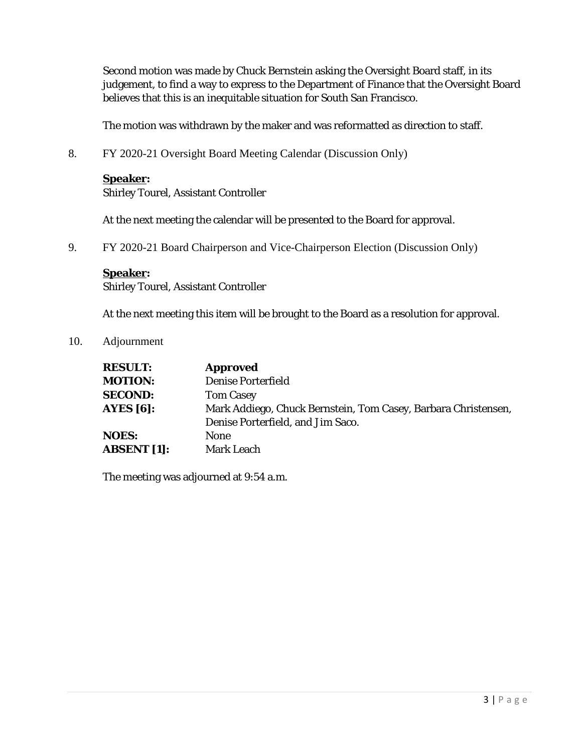Second motion was made by Chuck Bernstein asking the Oversight Board staff, in its judgement, to find a way to express to the Department of Finance that the Oversight Board believes that this is an inequitable situation for South San Francisco.

The motion was withdrawn by the maker and was reformatted as direction to staff.

8. FY 2020-21 Oversight Board Meeting Calendar (Discussion Only)

**Speaker:**
Shirley Tourel, Assistant Controller

At the next meeting the calendar will be presented to the Board for approval.

9. FY 2020-21 Board Chairperson and Vice-Chairperson Election (Discussion Only)

**Speaker:**
Shirley Tourel, Assistant Controller

At the next meeting this item will be brought to the Board as a resolution for approval.

10. Adjournment

| | |
|---|---|
| **RESULT:** | **Approved** |
| **MOTION:** | Denise Porterfield |
| **SECOND:** | Tom Casey |
| **AYES [6]:** | Mark Addiego, Chuck Bernstein, Tom Casey, Barbara Christensen, Denise Porterfield, and Jim Saco. |
| **NOES:** | None |
| **ABSENT [1]:** | Mark Leach |

The meeting was adjourned at 9:54 a.m.